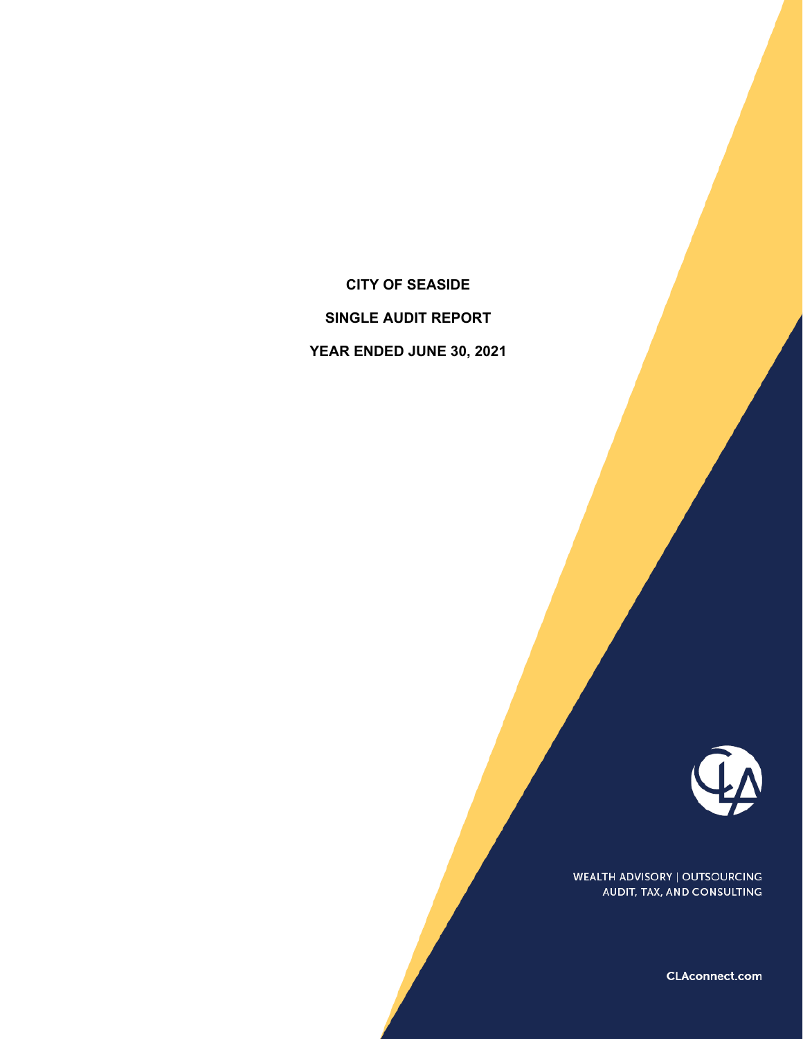# CITY OF SEASIDE

## SINGLE AUDIT REPORT

## YEAR ENDED JUNE 30, 2021

WEALTH ADVISORY | OUTSOURCING
AUDIT, TAX, AND CONSULTING

CLAconnect.com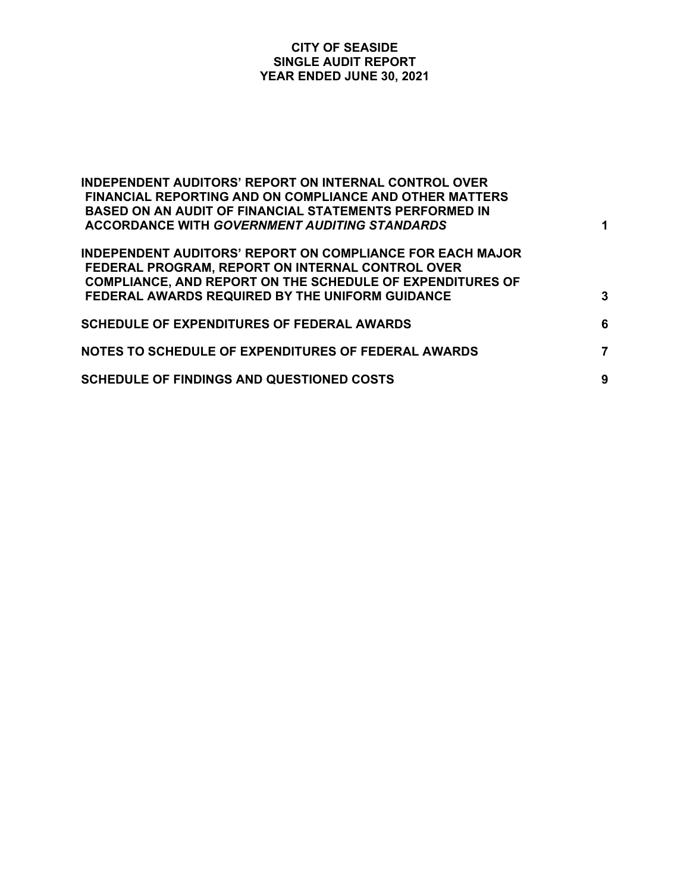# CITY OF SEASIDE
## SINGLE AUDIT REPORT
## YEAR ENDED JUNE 30, 2021

| | |
|---|---|
| **INDEPENDENT AUDITORS' REPORT ON INTERNAL CONTROL OVER FINANCIAL REPORTING AND ON COMPLIANCE AND OTHER MATTERS BASED ON AN AUDIT OF FINANCIAL STATEMENTS PERFORMED IN ACCORDANCE WITH *GOVERNMENT AUDITING STANDARDS*** | **1** |
| **INDEPENDENT AUDITORS' REPORT ON COMPLIANCE FOR EACH MAJOR FEDERAL PROGRAM, REPORT ON INTERNAL CONTROL OVER COMPLIANCE, AND REPORT ON THE SCHEDULE OF EXPENDITURES OF FEDERAL AWARDS REQUIRED BY THE UNIFORM GUIDANCE** | **3** |
| **SCHEDULE OF EXPENDITURES OF FEDERAL AWARDS** | **6** |
| **NOTES TO SCHEDULE OF EXPENDITURES OF FEDERAL AWARDS** | **7** |
| **SCHEDULE OF FINDINGS AND QUESTIONED COSTS** | **9** |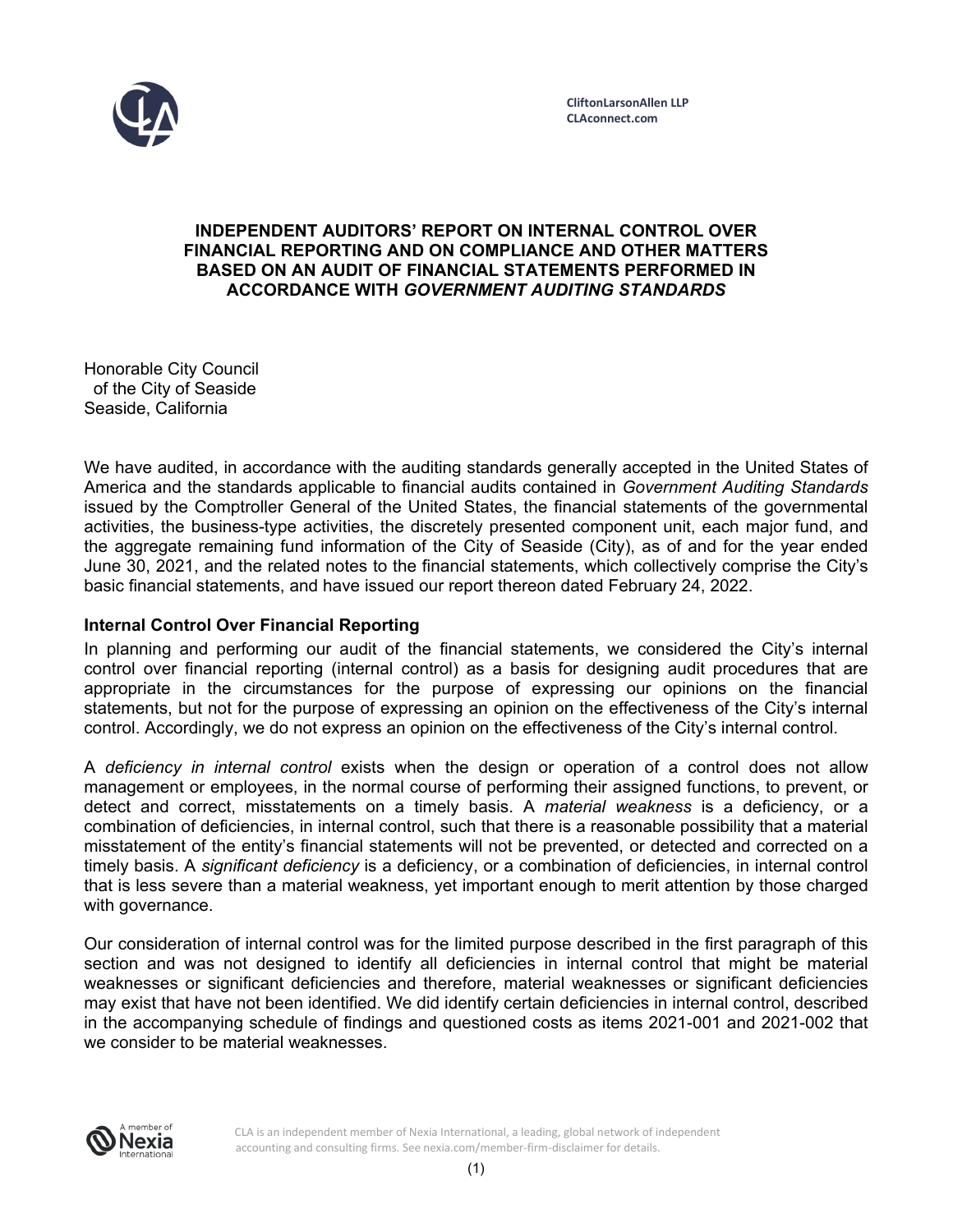CliftonLarsonAllen LLP
CLAconnect.com

# INDEPENDENT AUDITORS' REPORT ON INTERNAL CONTROL OVER FINANCIAL REPORTING AND ON COMPLIANCE AND OTHER MATTERS BASED ON AN AUDIT OF FINANCIAL STATEMENTS PERFORMED IN ACCORDANCE WITH *GOVERNMENT AUDITING STANDARDS*

Honorable City Council
of the City of Seaside
Seaside, California

We have audited, in accordance with the auditing standards generally accepted in the United States of America and the standards applicable to financial audits contained in *Government Auditing Standards* issued by the Comptroller General of the United States, the financial statements of the governmental activities, the business-type activities, the discretely presented component unit, each major fund, and the aggregate remaining fund information of the City of Seaside (City), as of and for the year ended June 30, 2021, and the related notes to the financial statements, which collectively comprise the City's basic financial statements, and have issued our report thereon dated February 24, 2022.

## Internal Control Over Financial Reporting

In planning and performing our audit of the financial statements, we considered the City's internal control over financial reporting (internal control) as a basis for designing audit procedures that are appropriate in the circumstances for the purpose of expressing our opinions on the financial statements, but not for the purpose of expressing an opinion on the effectiveness of the City's internal control. Accordingly, we do not express an opinion on the effectiveness of the City's internal control.

A *deficiency in internal control* exists when the design or operation of a control does not allow management or employees, in the normal course of performing their assigned functions, to prevent, or detect and correct, misstatements on a timely basis. A *material weakness* is a deficiency, or a combination of deficiencies, in internal control, such that there is a reasonable possibility that a material misstatement of the entity's financial statements will not be prevented, or detected and corrected on a timely basis. A *significant deficiency* is a deficiency, or a combination of deficiencies, in internal control that is less severe than a material weakness, yet important enough to merit attention by those charged with governance.

Our consideration of internal control was for the limited purpose described in the first paragraph of this section and was not designed to identify all deficiencies in internal control that might be material weaknesses or significant deficiencies and therefore, material weaknesses or significant deficiencies may exist that have not been identified. We did identify certain deficiencies in internal control, described in the accompanying schedule of findings and questioned costs as items 2021-001 and 2021-002 that we consider to be material weaknesses.

CLA is an independent member of Nexia International, a leading, global network of independent accounting and consulting firms. See nexia.com/member-firm-disclaimer for details.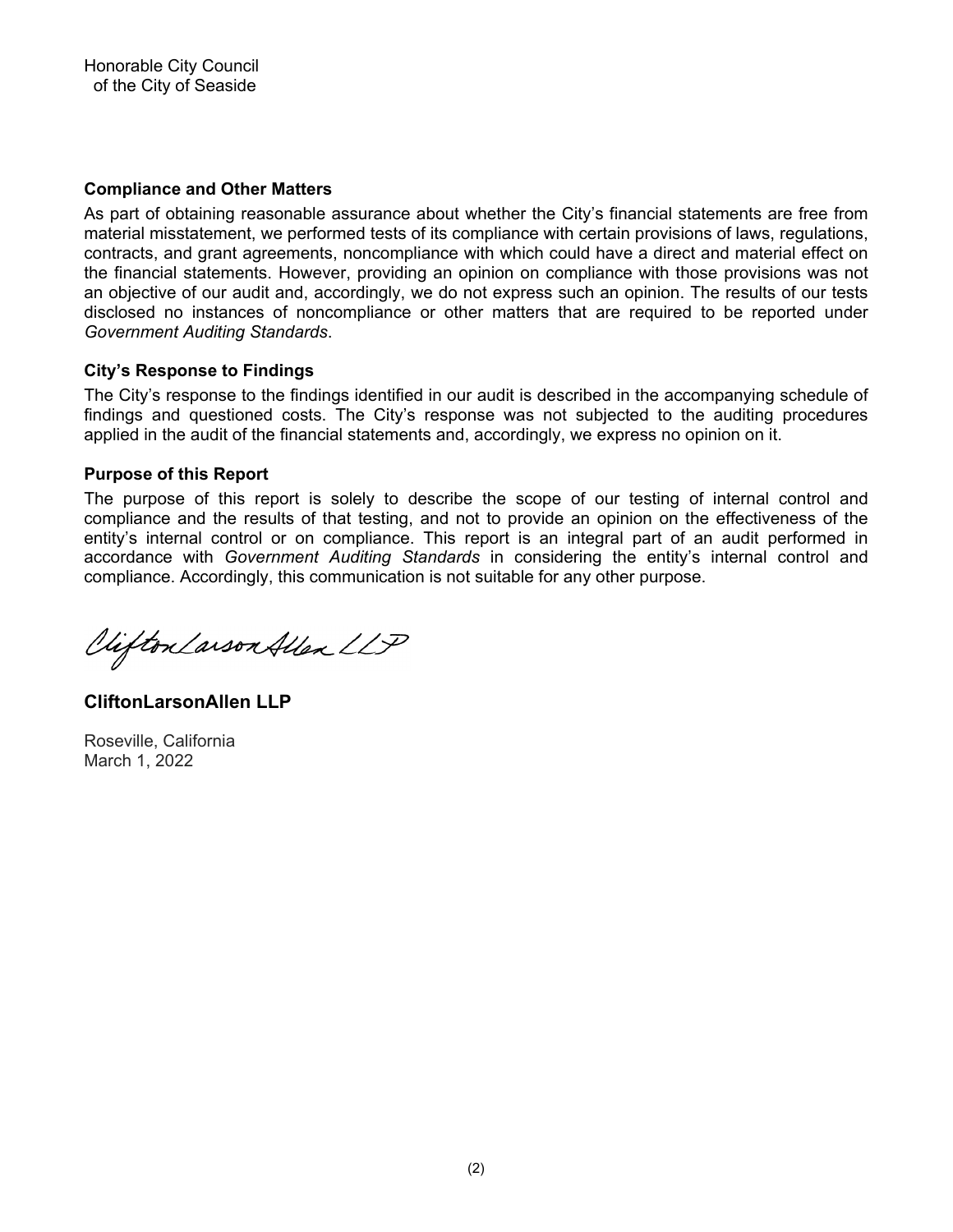Honorable City Council
of the City of Seaside

**Compliance and Other Matters**

As part of obtaining reasonable assurance about whether the City's financial statements are free from material misstatement, we performed tests of its compliance with certain provisions of laws, regulations, contracts, and grant agreements, noncompliance with which could have a direct and material effect on the financial statements. However, providing an opinion on compliance with those provisions was not an objective of our audit and, accordingly, we do not express such an opinion. The results of our tests disclosed no instances of noncompliance or other matters that are required to be reported under *Government Auditing Standards*.

**City's Response to Findings**

The City's response to the findings identified in our audit is described in the accompanying schedule of findings and questioned costs. The City's response was not subjected to the auditing procedures applied in the audit of the financial statements and, accordingly, we express no opinion on it.

**Purpose of this Report**

The purpose of this report is solely to describe the scope of our testing of internal control and compliance and the results of that testing, and not to provide an opinion on the effectiveness of the entity's internal control or on compliance. This report is an integral part of an audit performed in accordance with *Government Auditing Standards* in considering the entity's internal control and compliance. Accordingly, this communication is not suitable for any other purpose.

CliftonLarsonAllen LLP

**CliftonLarsonAllen LLP**

Roseville, California
March 1, 2022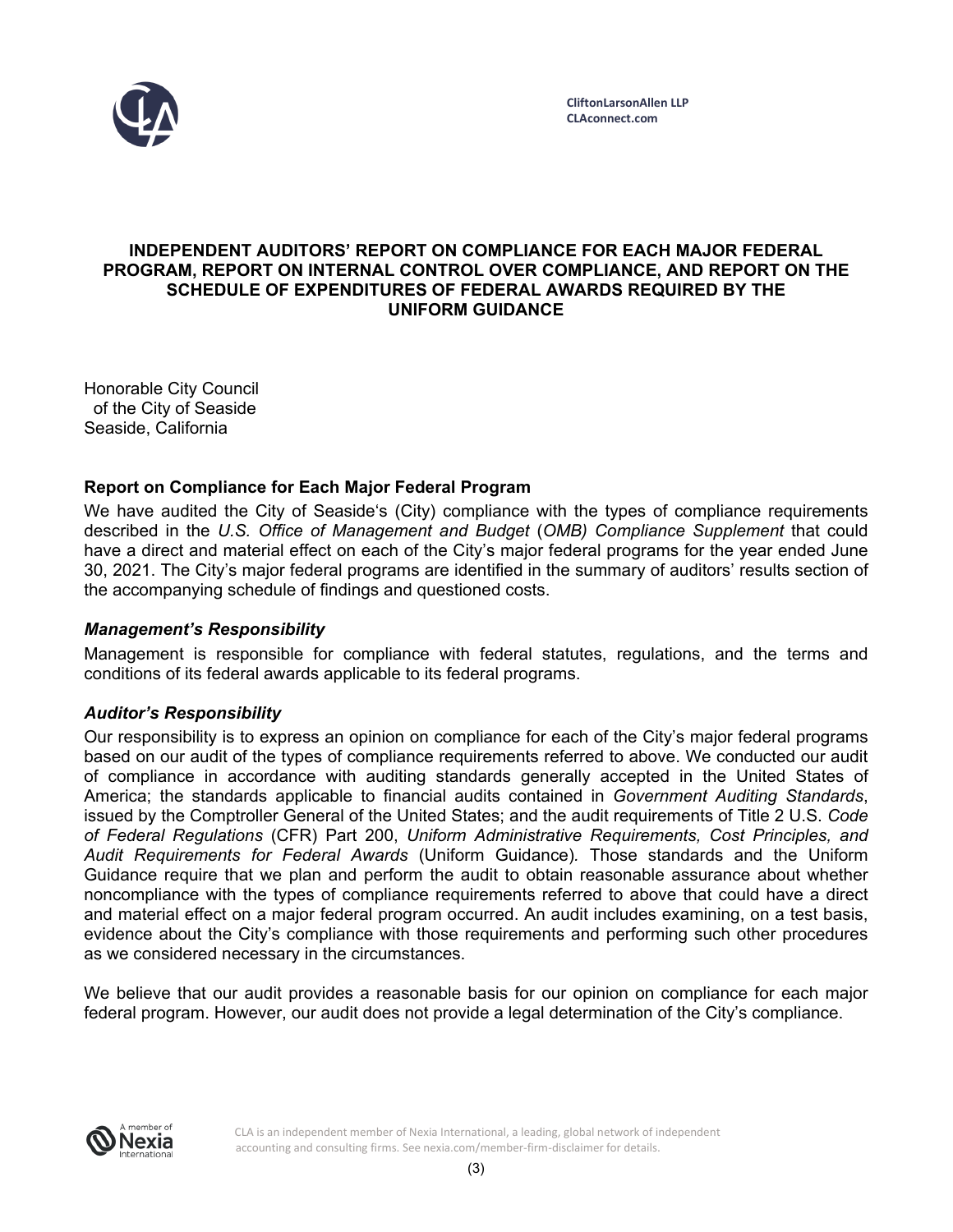CliftonLarsonAllen LLP
CLAconnect.com

# INDEPENDENT AUDITORS' REPORT ON COMPLIANCE FOR EACH MAJOR FEDERAL PROGRAM, REPORT ON INTERNAL CONTROL OVER COMPLIANCE, AND REPORT ON THE SCHEDULE OF EXPENDITURES OF FEDERAL AWARDS REQUIRED BY THE UNIFORM GUIDANCE

Honorable City Council
of the City of Seaside
Seaside, California

## Report on Compliance for Each Major Federal Program

We have audited the City of Seaside's (City) compliance with the types of compliance requirements described in the *U.S. Office of Management and Budget* (*OMB) Compliance Supplement* that could have a direct and material effect on each of the City's major federal programs for the year ended June 30, 2021. The City's major federal programs are identified in the summary of auditors' results section of the accompanying schedule of findings and questioned costs.

### *Management's Responsibility*

Management is responsible for compliance with federal statutes, regulations, and the terms and conditions of its federal awards applicable to its federal programs.

### *Auditor's Responsibility*

Our responsibility is to express an opinion on compliance for each of the City's major federal programs based on our audit of the types of compliance requirements referred to above. We conducted our audit of compliance in accordance with auditing standards generally accepted in the United States of America; the standards applicable to financial audits contained in *Government Auditing Standards*, issued by the Comptroller General of the United States; and the audit requirements of Title 2 U.S. *Code of Federal Regulations* (CFR) Part 200, *Uniform Administrative Requirements, Cost Principles, and Audit Requirements for Federal Awards* (Uniform Guidance). Those standards and the Uniform Guidance require that we plan and perform the audit to obtain reasonable assurance about whether noncompliance with the types of compliance requirements referred to above that could have a direct and material effect on a major federal program occurred. An audit includes examining, on a test basis, evidence about the City's compliance with those requirements and performing such other procedures as we considered necessary in the circumstances.

We believe that our audit provides a reasonable basis for our opinion on compliance for each major federal program. However, our audit does not provide a legal determination of the City's compliance.

CLA is an independent member of Nexia International, a leading, global network of independent accounting and consulting firms. See nexia.com/member-firm-disclaimer for details.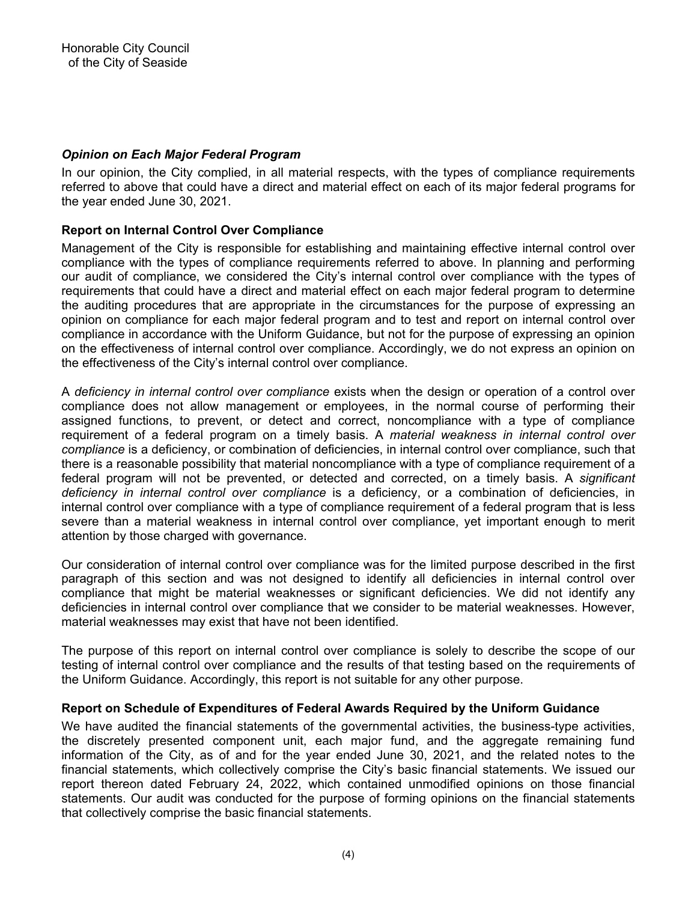Honorable City Council
of the City of Seaside

### *Opinion on Each Major Federal Program*

In our opinion, the City complied, in all material respects, with the types of compliance requirements referred to above that could have a direct and material effect on each of its major federal programs for the year ended June 30, 2021.

### Report on Internal Control Over Compliance

Management of the City is responsible for establishing and maintaining effective internal control over compliance with the types of compliance requirements referred to above. In planning and performing our audit of compliance, we considered the City's internal control over compliance with the types of requirements that could have a direct and material effect on each major federal program to determine the auditing procedures that are appropriate in the circumstances for the purpose of expressing an opinion on compliance for each major federal program and to test and report on internal control over compliance in accordance with the Uniform Guidance, but not for the purpose of expressing an opinion on the effectiveness of internal control over compliance. Accordingly, we do not express an opinion on the effectiveness of the City's internal control over compliance.

A *deficiency in internal control over compliance* exists when the design or operation of a control over compliance does not allow management or employees, in the normal course of performing their assigned functions, to prevent, or detect and correct, noncompliance with a type of compliance requirement of a federal program on a timely basis. A *material weakness in internal control over compliance* is a deficiency, or combination of deficiencies, in internal control over compliance, such that there is a reasonable possibility that material noncompliance with a type of compliance requirement of a federal program will not be prevented, or detected and corrected, on a timely basis. A *significant deficiency in internal control over compliance* is a deficiency, or a combination of deficiencies, in internal control over compliance with a type of compliance requirement of a federal program that is less severe than a material weakness in internal control over compliance, yet important enough to merit attention by those charged with governance.

Our consideration of internal control over compliance was for the limited purpose described in the first paragraph of this section and was not designed to identify all deficiencies in internal control over compliance that might be material weaknesses or significant deficiencies. We did not identify any deficiencies in internal control over compliance that we consider to be material weaknesses. However, material weaknesses may exist that have not been identified.

The purpose of this report on internal control over compliance is solely to describe the scope of our testing of internal control over compliance and the results of that testing based on the requirements of the Uniform Guidance. Accordingly, this report is not suitable for any other purpose.

### Report on Schedule of Expenditures of Federal Awards Required by the Uniform Guidance

We have audited the financial statements of the governmental activities, the business-type activities, the discretely presented component unit, each major fund, and the aggregate remaining fund information of the City, as of and for the year ended June 30, 2021, and the related notes to the financial statements, which collectively comprise the City's basic financial statements. We issued our report thereon dated February 24, 2022, which contained unmodified opinions on those financial statements. Our audit was conducted for the purpose of forming opinions on the financial statements that collectively comprise the basic financial statements.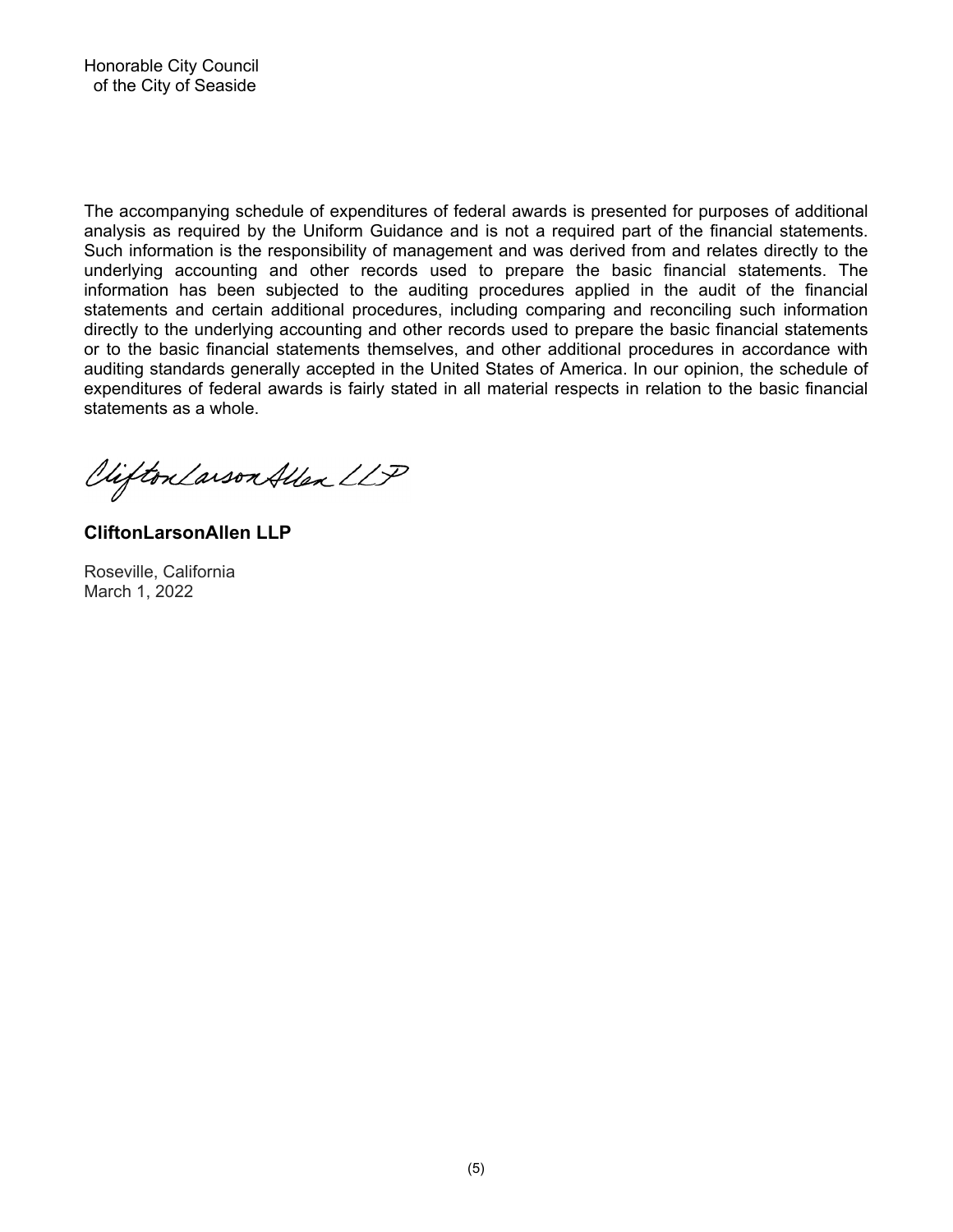Honorable City Council
of the City of Seaside

The accompanying schedule of expenditures of federal awards is presented for purposes of additional analysis as required by the Uniform Guidance and is not a required part of the financial statements. Such information is the responsibility of management and was derived from and relates directly to the underlying accounting and other records used to prepare the basic financial statements. The information has been subjected to the auditing procedures applied in the audit of the financial statements and certain additional procedures, including comparing and reconciling such information directly to the underlying accounting and other records used to prepare the basic financial statements or to the basic financial statements themselves, and other additional procedures in accordance with auditing standards generally accepted in the United States of America. In our opinion, the schedule of expenditures of federal awards is fairly stated in all material respects in relation to the basic financial statements as a whole.

CliftonLarsonAllen LLP

**CliftonLarsonAllen LLP**

Roseville, California
March 1, 2022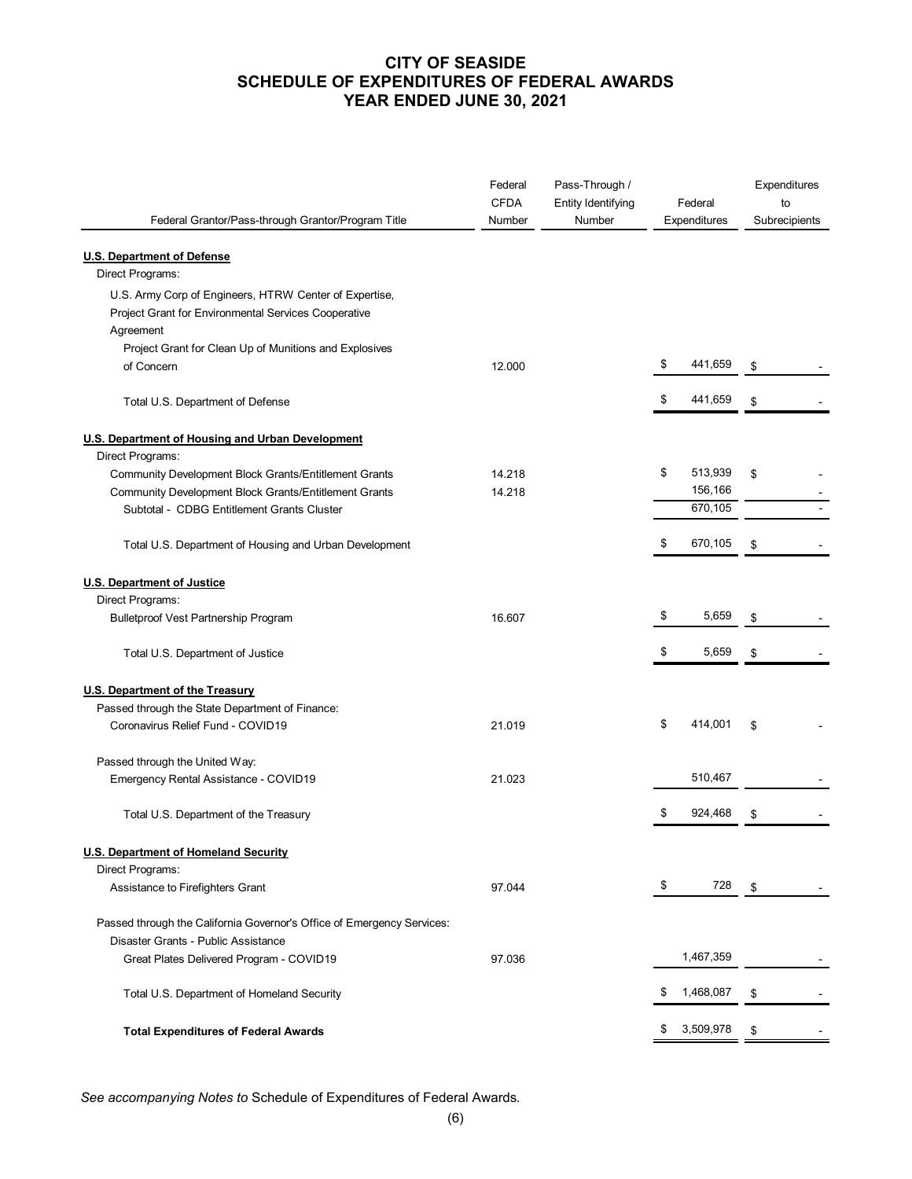# CITY OF SEASIDE
# SCHEDULE OF EXPENDITURES OF FEDERAL AWARDS
# YEAR ENDED JUNE 30, 2021

| Federal Grantor/Pass-through Grantor/Program Title | Federal CFDA Number | Pass-Through / Entity Identifying Number | Federal Expenditures | Expenditures to Subrecipients |
|---|---|---|---|---|
| **U.S. Department of Defense** | | | | |
| Direct Programs: | | | | |
| U.S. Army Corp of Engineers, HTRW Center of Expertise, Project Grant for Environmental Services Cooperative Agreement | | | | |
| Project Grant for Clean Up of Munitions and Explosives of Concern | 12.000 | | $ 441,659 | $ - |
| Total U.S. Department of Defense | | | $ 441,659 | $ - |
| **U.S. Department of Housing and Urban Development** | | | | |
| Direct Programs: | | | | |
| Community Development Block Grants/Entitlement Grants | 14.218 | | $ 513,939 | $ - |
| Community Development Block Grants/Entitlement Grants | 14.218 | | 156,166 | - |
| Subtotal - CDBG Entitlement Grants Cluster | | | 670,105 | - |
| Total U.S. Department of Housing and Urban Development | | | $ 670,105 | $ - |
| **U.S. Department of Justice** | | | | |
| Direct Programs: | | | | |
| Bulletproof Vest Partnership Program | 16.607 | | $ 5,659 | $ - |
| Total U.S. Department of Justice | | | $ 5,659 | $ - |
| **U.S. Department of the Treasury** | | | | |
| Passed through the State Department of Finance: | | | | |
| Coronavirus Relief Fund - COVID19 | 21.019 | | $ 414,001 | $ - |
| Passed through the United Way: | | | | |
| Emergency Rental Assistance - COVID19 | 21.023 | | 510,467 | - |
| Total U.S. Department of the Treasury | | | $ 924,468 | $ - |
| **U.S. Department of Homeland Security** | | | | |
| Direct Programs: | | | | |
| Assistance to Firefighters Grant | 97.044 | | $ 728 | $ - |
| Passed through the California Governor's Office of Emergency Services: | | | | |
| Disaster Grants - Public Assistance | | | | |
| Great Plates Delivered Program - COVID19 | 97.036 | | 1,467,359 | - |
| Total U.S. Department of Homeland Security | | | $ 1,468,087 | $ - |
| **Total Expenditures of Federal Awards** | | | $ 3,509,978 | $ - |

*See accompanying Notes to* Schedule of Expenditures of Federal Awards.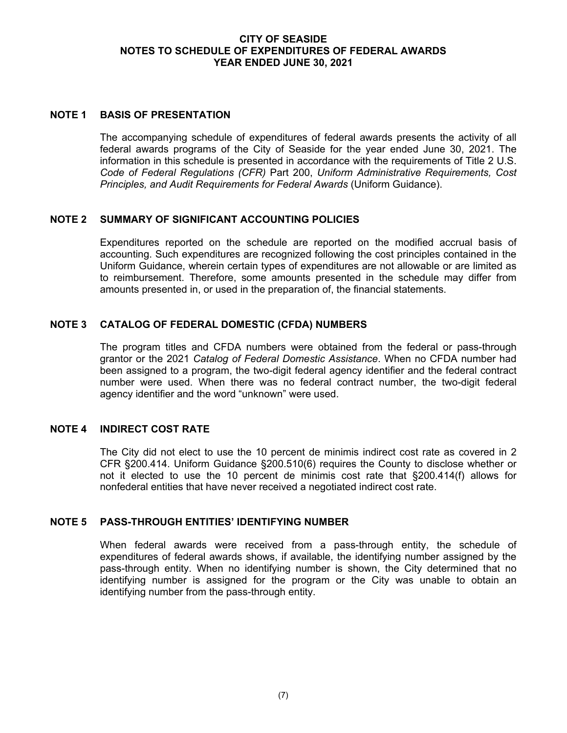# CITY OF SEASIDE
# NOTES TO SCHEDULE OF EXPENDITURES OF FEDERAL AWARDS
# YEAR ENDED JUNE 30, 2021

## NOTE 1 BASIS OF PRESENTATION

The accompanying schedule of expenditures of federal awards presents the activity of all federal awards programs of the City of Seaside for the year ended June 30, 2021. The information in this schedule is presented in accordance with the requirements of Title 2 U.S. *Code of Federal Regulations (CFR)* Part 200, *Uniform Administrative Requirements, Cost Principles, and Audit Requirements for Federal Awards* (Uniform Guidance).

## NOTE 2 SUMMARY OF SIGNIFICANT ACCOUNTING POLICIES

Expenditures reported on the schedule are reported on the modified accrual basis of accounting. Such expenditures are recognized following the cost principles contained in the Uniform Guidance, wherein certain types of expenditures are not allowable or are limited as to reimbursement. Therefore, some amounts presented in the schedule may differ from amounts presented in, or used in the preparation of, the financial statements.

## NOTE 3 CATALOG OF FEDERAL DOMESTIC (CFDA) NUMBERS

The program titles and CFDA numbers were obtained from the federal or pass-through grantor or the 2021 *Catalog of Federal Domestic Assistance*. When no CFDA number had been assigned to a program, the two-digit federal agency identifier and the federal contract number were used. When there was no federal contract number, the two-digit federal agency identifier and the word "unknown" were used.

## NOTE 4 INDIRECT COST RATE

The City did not elect to use the 10 percent de minimis indirect cost rate as covered in 2 CFR §200.414. Uniform Guidance §200.510(6) requires the County to disclose whether or not it elected to use the 10 percent de minimis cost rate that §200.414(f) allows for nonfederal entities that have never received a negotiated indirect cost rate.

## NOTE 5 PASS-THROUGH ENTITIES' IDENTIFYING NUMBER

When federal awards were received from a pass-through entity, the schedule of expenditures of federal awards shows, if available, the identifying number assigned by the pass-through entity. When no identifying number is shown, the City determined that no identifying number is assigned for the program or the City was unable to obtain an identifying number from the pass-through entity.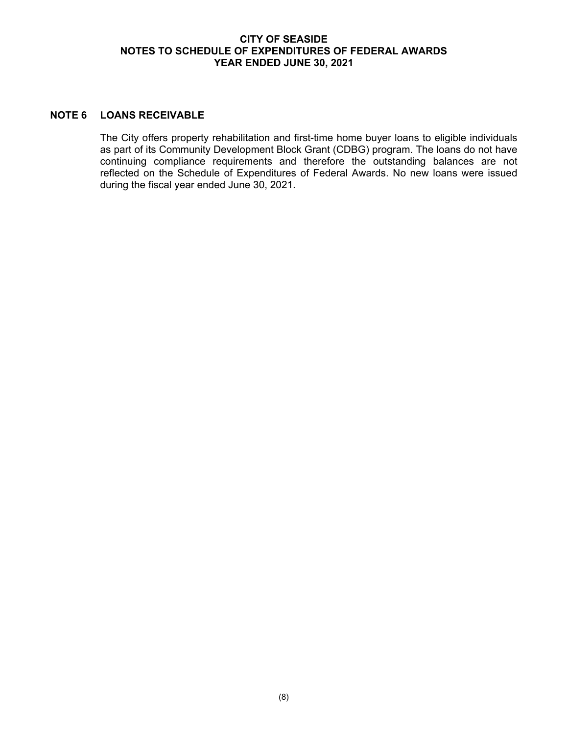# CITY OF SEASIDE
## NOTES TO SCHEDULE OF EXPENDITURES OF FEDERAL AWARDS
## YEAR ENDED JUNE 30, 2021

### NOTE 6 LOANS RECEIVABLE

The City offers property rehabilitation and first-time home buyer loans to eligible individuals as part of its Community Development Block Grant (CDBG) program. The loans do not have continuing compliance requirements and therefore the outstanding balances are not reflected on the Schedule of Expenditures of Federal Awards. No new loans were issued during the fiscal year ended June 30, 2021.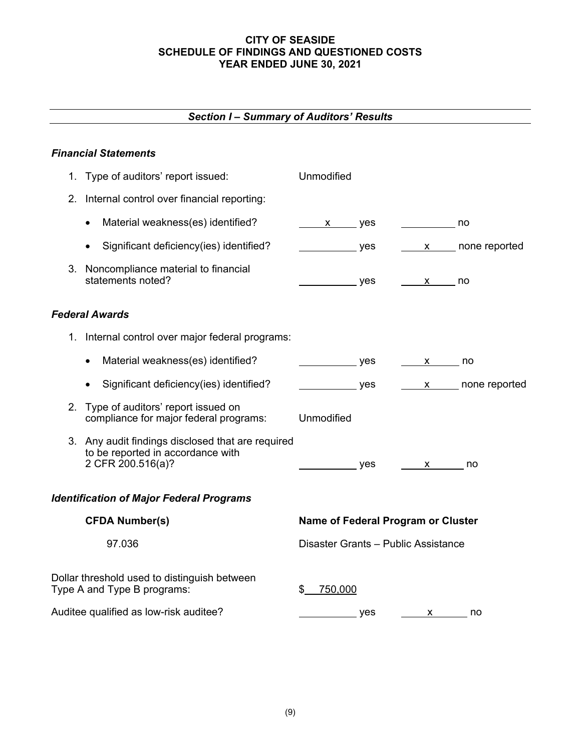# CITY OF SEASIDE
# SCHEDULE OF FINDINGS AND QUESTIONED COSTS
# YEAR ENDED JUNE 30, 2021

## *Section I – Summary of Auditors' Results*

### *Financial Statements*

1. Type of auditors' report issued: Unmodified

2. Internal control over financial reporting:

   - Material weakness(es) identified? __x__ yes ____ no
   - Significant deficiency(ies) identified? ____ yes __x__ none reported

3. Noncompliance material to financial statements noted? ____ yes __x__ no

### *Federal Awards*

1. Internal control over major federal programs:

   - Material weakness(es) identified? ____ yes __x__ no
   - Significant deficiency(ies) identified? ____ yes __x__ none reported

2. Type of auditors' report issued on compliance for major federal programs: Unmodified

3. Any audit findings disclosed that are required to be reported in accordance with 2 CFR 200.516(a)? ____ yes __x__ no

### *Identification of Major Federal Programs*

| CFDA Number(s) | Name of Federal Program or Cluster |
| --- | --- |
| 97.036 | Disaster Grants – Public Assistance |

Dollar threshold used to distinguish between Type A and Type B programs: $ 750,000

Auditee qualified as low-risk auditee? ____ yes __x__ no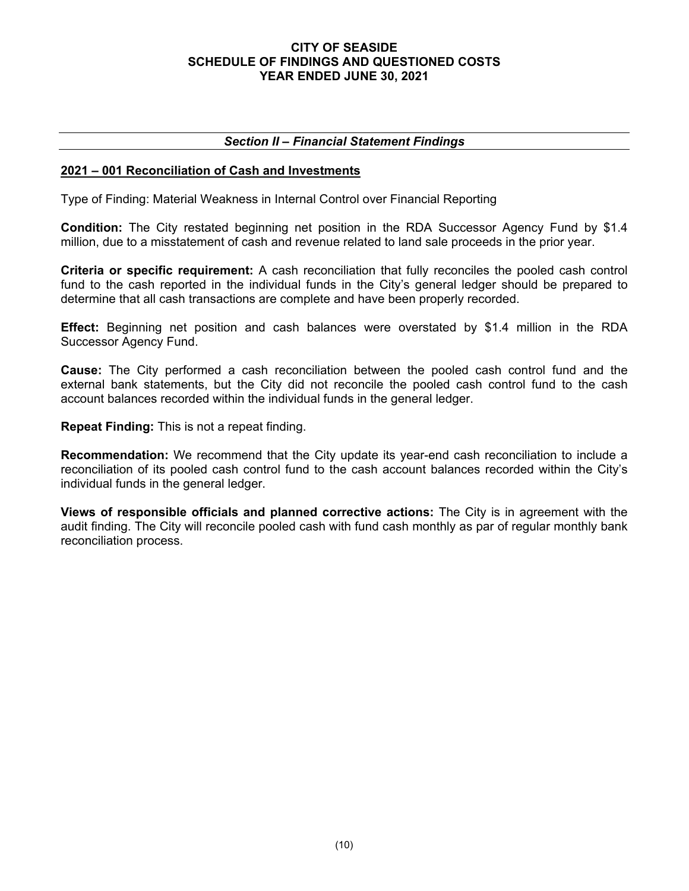# CITY OF SEASIDE
# SCHEDULE OF FINDINGS AND QUESTIONED COSTS
# YEAR ENDED JUNE 30, 2021

## *Section II – Financial Statement Findings*

### 2021 – 001 Reconciliation of Cash and Investments

Type of Finding: Material Weakness in Internal Control over Financial Reporting

**Condition:** The City restated beginning net position in the RDA Successor Agency Fund by $1.4 million, due to a misstatement of cash and revenue related to land sale proceeds in the prior year.

**Criteria or specific requirement:** A cash reconciliation that fully reconciles the pooled cash control fund to the cash reported in the individual funds in the City's general ledger should be prepared to determine that all cash transactions are complete and have been properly recorded.

**Effect:** Beginning net position and cash balances were overstated by $1.4 million in the RDA Successor Agency Fund.

**Cause:** The City performed a cash reconciliation between the pooled cash control fund and the external bank statements, but the City did not reconcile the pooled cash control fund to the cash account balances recorded within the individual funds in the general ledger.

**Repeat Finding:** This is not a repeat finding.

**Recommendation:** We recommend that the City update its year-end cash reconciliation to include a reconciliation of its pooled cash control fund to the cash account balances recorded within the City's individual funds in the general ledger.

**Views of responsible officials and planned corrective actions:** The City is in agreement with the audit finding. The City will reconcile pooled cash with fund cash monthly as par of regular monthly bank reconciliation process.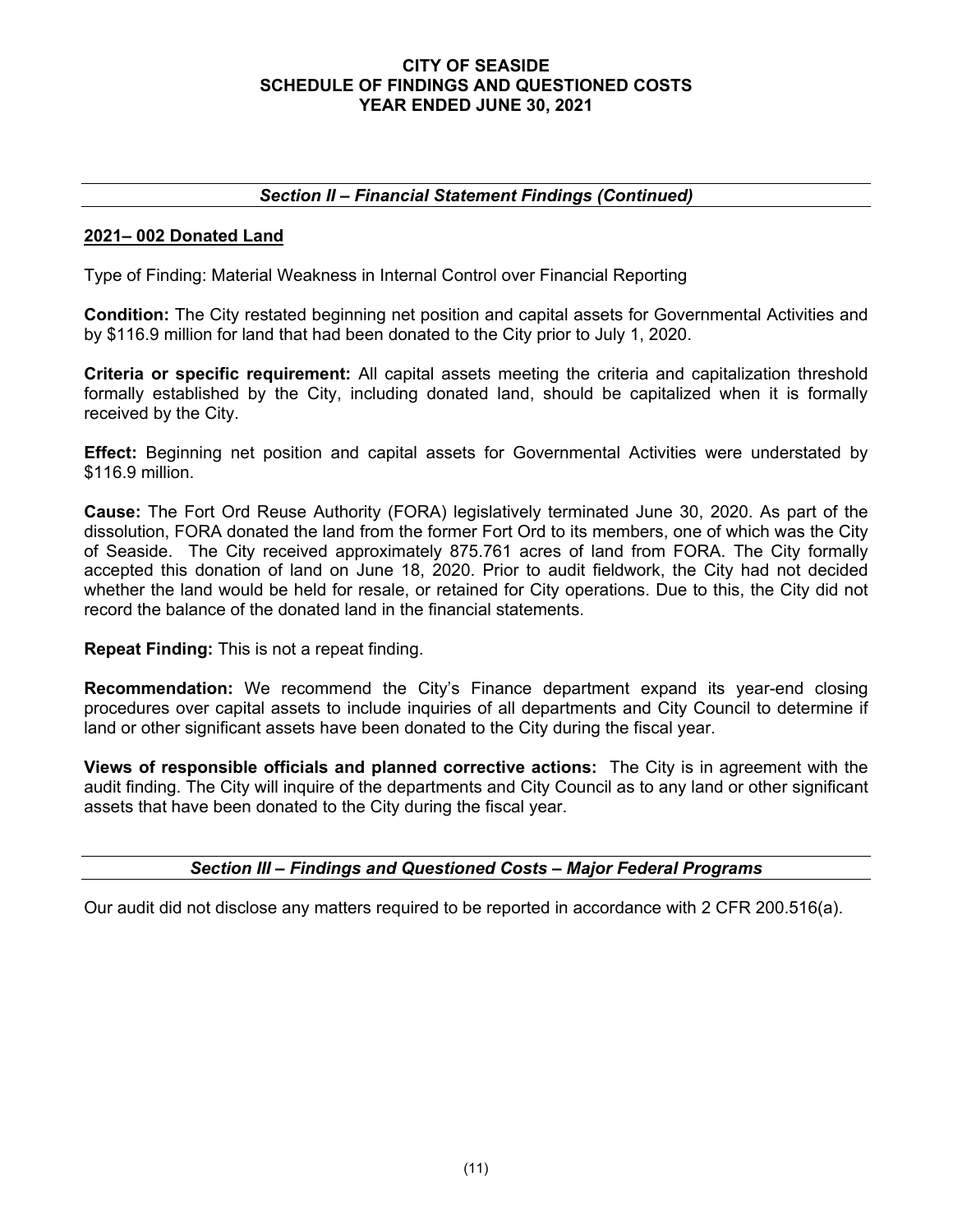# CITY OF SEASIDE
# SCHEDULE OF FINDINGS AND QUESTIONED COSTS
# YEAR ENDED JUNE 30, 2021

## *Section II – Financial Statement Findings (Continued)*

### 2021– 002 Donated Land

Type of Finding: Material Weakness in Internal Control over Financial Reporting

**Condition:** The City restated beginning net position and capital assets for Governmental Activities and by $116.9 million for land that had been donated to the City prior to July 1, 2020.

**Criteria or specific requirement:** All capital assets meeting the criteria and capitalization threshold formally established by the City, including donated land, should be capitalized when it is formally received by the City.

**Effect:** Beginning net position and capital assets for Governmental Activities were understated by $116.9 million.

**Cause:** The Fort Ord Reuse Authority (FORA) legislatively terminated June 30, 2020. As part of the dissolution, FORA donated the land from the former Fort Ord to its members, one of which was the City of Seaside. The City received approximately 875.761 acres of land from FORA. The City formally accepted this donation of land on June 18, 2020. Prior to audit fieldwork, the City had not decided whether the land would be held for resale, or retained for City operations. Due to this, the City did not record the balance of the donated land in the financial statements.

**Repeat Finding:** This is not a repeat finding.

**Recommendation:** We recommend the City's Finance department expand its year-end closing procedures over capital assets to include inquiries of all departments and City Council to determine if land or other significant assets have been donated to the City during the fiscal year.

**Views of responsible officials and planned corrective actions:** The City is in agreement with the audit finding. The City will inquire of the departments and City Council as to any land or other significant assets that have been donated to the City during the fiscal year.

## *Section III – Findings and Questioned Costs – Major Federal Programs*

Our audit did not disclose any matters required to be reported in accordance with 2 CFR 200.516(a).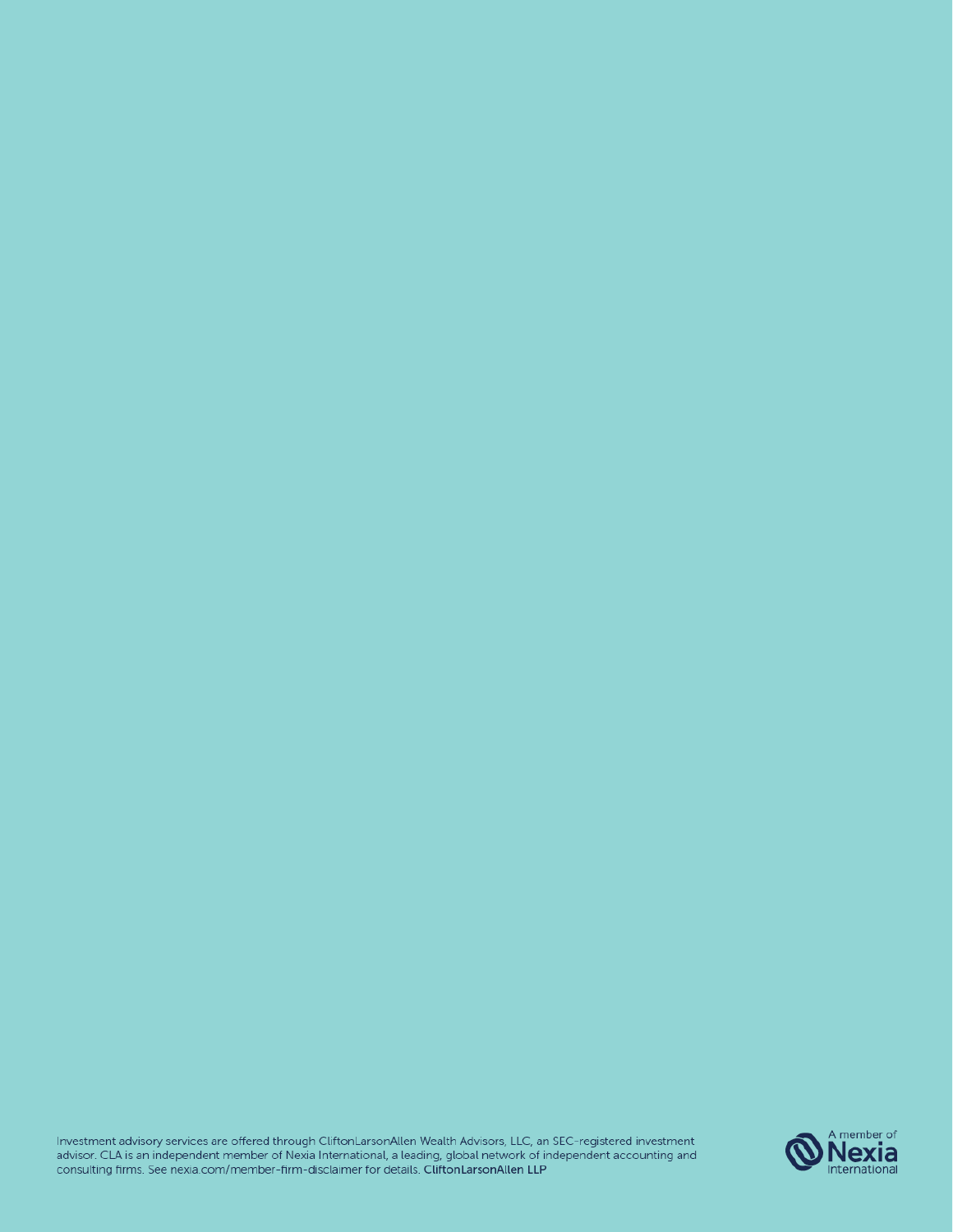Investment advisory services are offered through CliftonLarsonAllen Wealth Advisors, LLC, an SEC-registered investment advisor. CLA is an independent member of Nexia International, a leading, global network of independent accounting and consulting firms. See nexia.com/member-firm-disclaimer for details. **CliftonLarsonAllen LLP**

A member of Nexia International